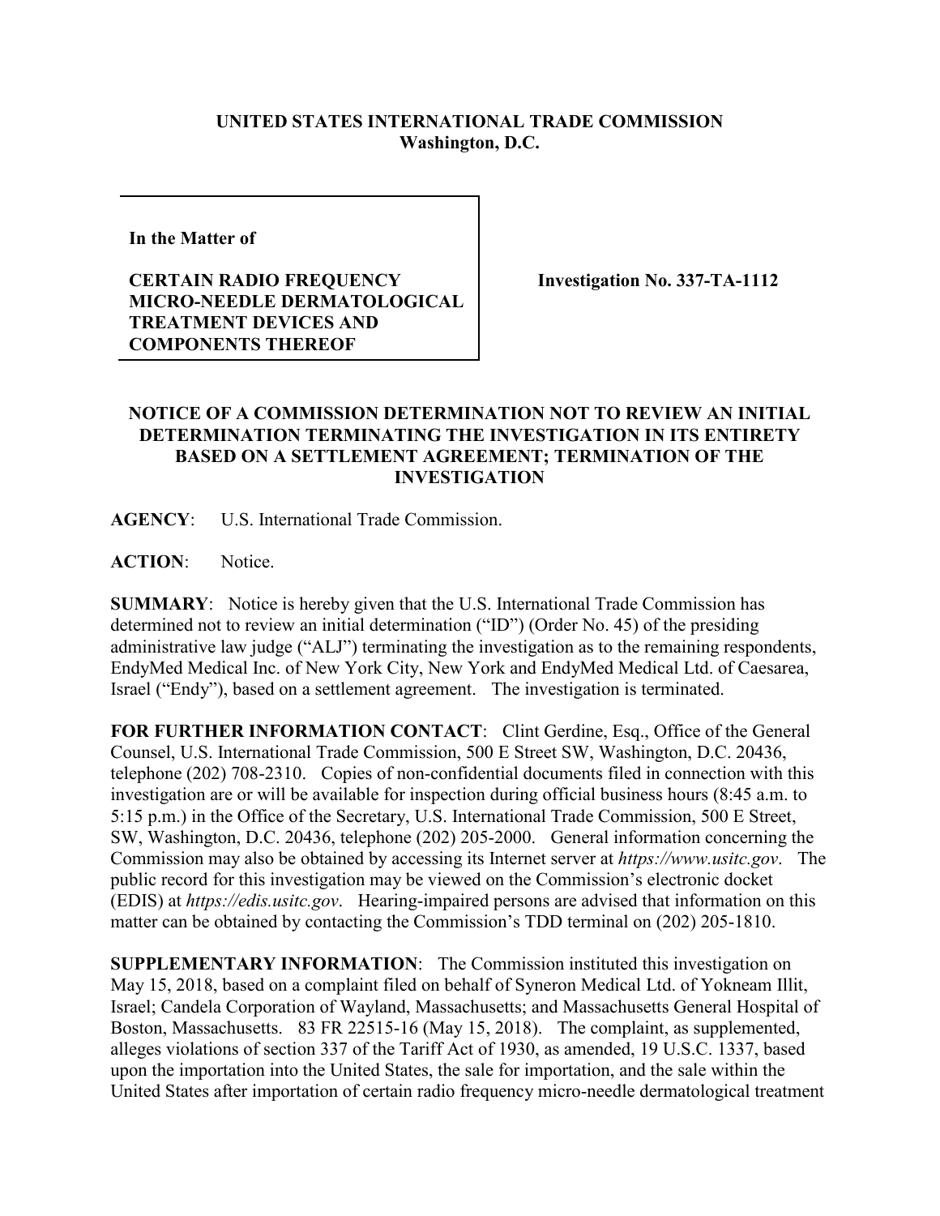**UNITED STATES INTERNATIONAL TRADE COMMISSION**
**Washington, D.C.**

**In the Matter of**

**CERTAIN RADIO FREQUENCY MICRO-NEEDLE DERMATOLOGICAL TREATMENT DEVICES AND COMPONENTS THEREOF**

**Investigation No. 337-TA-1112**

**NOTICE OF A COMMISSION DETERMINATION NOT TO REVIEW AN INITIAL DETERMINATION TERMINATING THE INVESTIGATION IN ITS ENTIRETY BASED ON A SETTLEMENT AGREEMENT; TERMINATION OF THE INVESTIGATION**

**AGENCY**: U.S. International Trade Commission.

**ACTION**: Notice.

**SUMMARY**: Notice is hereby given that the U.S. International Trade Commission has determined not to review an initial determination ("ID") (Order No. 45) of the presiding administrative law judge ("ALJ") terminating the investigation as to the remaining respondents, EndyMed Medical Inc. of New York City, New York and EndyMed Medical Ltd. of Caesarea, Israel ("Endy"), based on a settlement agreement. The investigation is terminated.

**FOR FURTHER INFORMATION CONTACT**: Clint Gerdine, Esq., Office of the General Counsel, U.S. International Trade Commission, 500 E Street SW, Washington, D.C. 20436, telephone (202) 708-2310. Copies of non-confidential documents filed in connection with this investigation are or will be available for inspection during official business hours (8:45 a.m. to 5:15 p.m.) in the Office of the Secretary, U.S. International Trade Commission, 500 E Street, SW, Washington, D.C. 20436, telephone (202) 205-2000. General information concerning the Commission may also be obtained by accessing its Internet server at *https://www.usitc.gov*. The public record for this investigation may be viewed on the Commission's electronic docket (EDIS) at *https://edis.usitc.gov*. Hearing-impaired persons are advised that information on this matter can be obtained by contacting the Commission's TDD terminal on (202) 205-1810.

**SUPPLEMENTARY INFORMATION**: The Commission instituted this investigation on May 15, 2018, based on a complaint filed on behalf of Syneron Medical Ltd. of Yokneam Illit, Israel; Candela Corporation of Wayland, Massachusetts; and Massachusetts General Hospital of Boston, Massachusetts. 83 FR 22515-16 (May 15, 2018). The complaint, as supplemented, alleges violations of section 337 of the Tariff Act of 1930, as amended, 19 U.S.C. 1337, based upon the importation into the United States, the sale for importation, and the sale within the United States after importation of certain radio frequency micro-needle dermatological treatment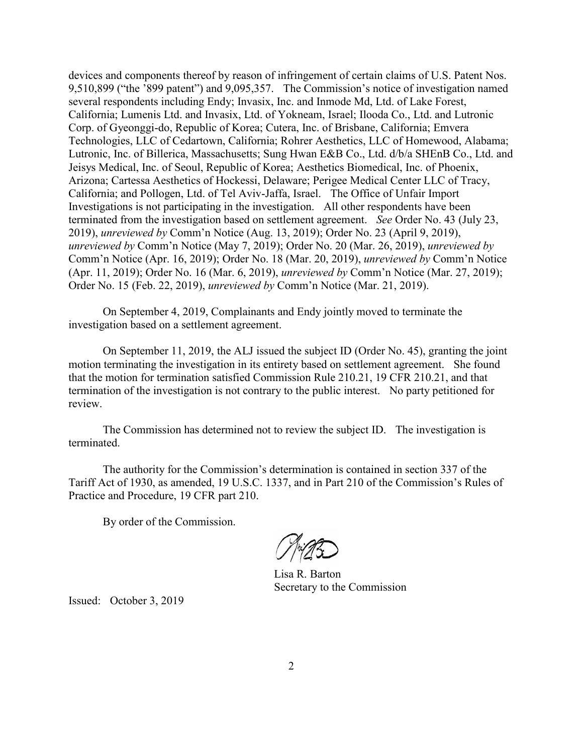devices and components thereof by reason of infringement of certain claims of U.S. Patent Nos. 9,510,899 ("the '899 patent") and 9,095,357. The Commission's notice of investigation named several respondents including Endy; Invasix, Inc. and Inmode Md, Ltd. of Lake Forest, California; Lumenis Ltd. and Invasix, Ltd. of Yokneam, Israel; Ilooda Co., Ltd. and Lutronic Corp. of Gyeonggi-do, Republic of Korea; Cutera, Inc. of Brisbane, California; Emvera Technologies, LLC of Cedartown, California; Rohrer Aesthetics, LLC of Homewood, Alabama; Lutronic, Inc. of Billerica, Massachusetts; Sung Hwan E&B Co., Ltd. d/b/a SHEnB Co., Ltd. and Jeisys Medical, Inc. of Seoul, Republic of Korea; Aesthetics Biomedical, Inc. of Phoenix, Arizona; Cartessa Aesthetics of Hockessi, Delaware; Perigee Medical Center LLC of Tracy, California; and Pollogen, Ltd. of Tel Aviv-Jaffa, Israel. The Office of Unfair Import Investigations is not participating in the investigation. All other respondents have been terminated from the investigation based on settlement agreement. *See* Order No. 43 (July 23, 2019), *unreviewed by* Comm'n Notice (Aug. 13, 2019); Order No. 23 (April 9, 2019), *unreviewed by* Comm'n Notice (May 7, 2019); Order No. 20 (Mar. 26, 2019), *unreviewed by* Comm'n Notice (Apr. 16, 2019); Order No. 18 (Mar. 20, 2019), *unreviewed by* Comm'n Notice (Apr. 11, 2019); Order No. 16 (Mar. 6, 2019), *unreviewed by* Comm'n Notice (Mar. 27, 2019); Order No. 15 (Feb. 22, 2019), *unreviewed by* Comm'n Notice (Mar. 21, 2019).

On September 4, 2019, Complainants and Endy jointly moved to terminate the investigation based on a settlement agreement.

On September 11, 2019, the ALJ issued the subject ID (Order No. 45), granting the joint motion terminating the investigation in its entirety based on settlement agreement. She found that the motion for termination satisfied Commission Rule 210.21, 19 CFR 210.21, and that termination of the investigation is not contrary to the public interest. No party petitioned for review.

The Commission has determined not to review the subject ID. The investigation is terminated.

The authority for the Commission's determination is contained in section 337 of the Tariff Act of 1930, as amended, 19 U.S.C. 1337, and in Part 210 of the Commission's Rules of Practice and Procedure, 19 CFR part 210.

By order of the Commission.

Lisa R. Barton
Secretary to the Commission

Issued: October 3, 2019